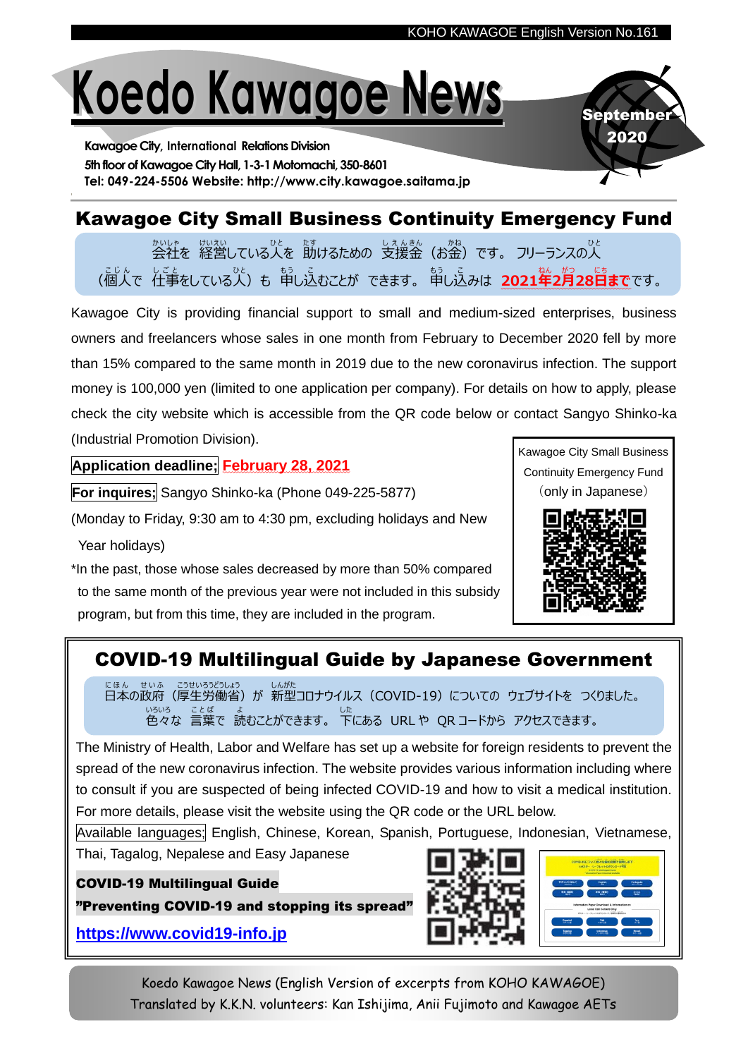# Koedo Kawagoe News

**September 2020**

Kawagoe City, International Relations Division
5th floor of Kawagoe City Hall, 1-3-1 Motomachi, 350-8601
Tel: 049-224-5506 Website: http://www.city.kawagoe.saitama.jp

## Kawagoe City Small Business Continuity Emergency Fund

会社を経営している人を助けるための支援金（お金）です。フリーランスの人（個人で仕事をしている人）も申し込むことができます。申し込みは **2021年2月28日まで**です。

Kawagoe City is providing financial support to small and medium-sized enterprises, business owners and freelancers whose sales in one month from February to December 2020 fell by more than 15% compared to the same month in 2019 due to the new coronavirus infection. The support money is 100,000 yen (limited to one application per company). For details on how to apply, please check the city website which is accessible from the QR code below or contact Sangyo Shinko-ka (Industrial Promotion Division).

**Application deadline;** **February 28, 2021**

**For inquires;** Sangyo Shinko-ka (Phone 049-225-5877)

(Monday to Friday, 9:30 am to 4:30 pm, excluding holidays and New Year holidays)

*In the past, those whose sales decreased by more than 50% compared to the same month of the previous year were not included in this subsidy program, but from this time, they are included in the program.

Kawagoe City Small Business Continuity Emergency Fund（only in Japanese）

## COVID-19 Multilingual Guide by Japanese Government

日本の政府（厚生労働省）が新型コロナウイルス（COVID-19）についてのウェブサイトをつくりました。色々な言葉で読むことができます。下にあるURLやQRコードからアクセスできます。

The Ministry of Health, Labor and Welfare has set up a website for foreign residents to prevent the spread of the new coronavirus infection. The website provides various information including where to consult if you are suspected of being infected COVID-19 and how to visit a medical institution. For more details, please visit the website using the QR code or the URL below.

Available languages; English, Chinese, Korean, Spanish, Portuguese, Indonesian, Vietnamese, Thai, Tagalog, Nepalese and Easy Japanese

**COVID-19 Multilingual Guide**
**"Preventing COVID-19 and stopping its spread"**

**https://www.covid19-info.jp**

Koedo Kawagoe News (English Version of excerpts from KOHO KAWAGOE)
Translated by K.K.N. volunteers: Kan Ishijima, Anii Fujimoto and Kawagoe AETs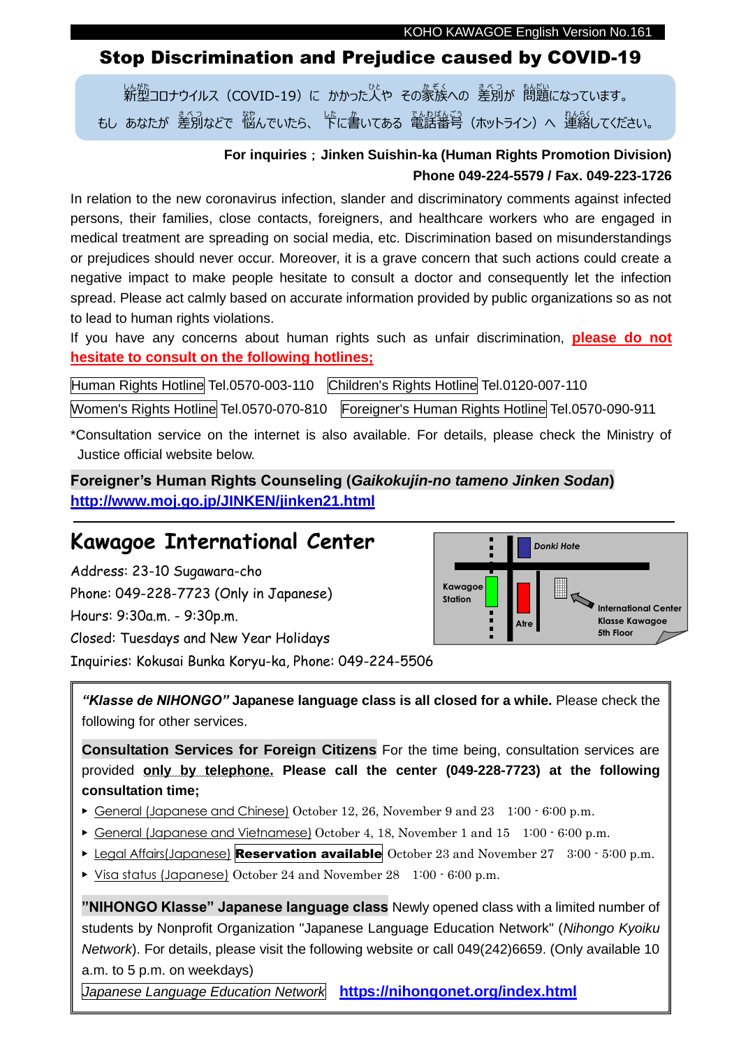# Stop Discrimination and Prejudice caused by COVID-19

新型コロナウイルス（COVID-19）に かかった人や その家族への 差別が 問題になっています。
もし あなたが 差別などで 悩んでいたら、 下に書いてある 電話番号（ホットライン）へ 連絡してください。

**For inquiries；Jinken Suishin-ka (Human Rights Promotion Division)**
**Phone 049-224-5579 / Fax. 049-223-1726**

In relation to the new coronavirus infection, slander and discriminatory comments against infected persons, their families, close contacts, foreigners, and healthcare workers who are engaged in medical treatment are spreading on social media, etc. Discrimination based on misunderstandings or prejudices should never occur. Moreover, it is a grave concern that such actions could create a negative impact to make people hesitate to consult a doctor and consequently let the infection spread. Please act calmly based on accurate information provided by public organizations so as not to lead to human rights violations.

If you have any concerns about human rights such as unfair discrimination, **please do not hesitate to consult on the following hotlines;**

Human Rights Hotline Tel.0570-003-110　Children's Rights Hotline Tel.0120-007-110

Women's Rights Hotline Tel.0570-070-810　Foreigner's Human Rights Hotline Tel.0570-090-911

*Consultation service on the internet is also available. For details, please check the Ministry of Justice official website below.

**Foreigner's Human Rights Counseling (*Gaikokujin-no tameno Jinken Sodan*)**
**http://www.moj.go.jp/JINKEN/jinken21.html**

## Kawagoe International Center

Address: 23-10 Sugawara-cho
Phone: 049-228-7723 (Only in Japanese)
Hours: 9:30a.m. - 9:30p.m.
Closed: Tuesdays and New Year Holidays
Inquiries: Kokusai Bunka Koryu-ka, Phone: 049-224-5506

Donki Hote
Kawagoe Station
Atre
International Center Klasse Kawagoe 5th Floor

***"Klasse de NIHONGO"* Japanese language class is all closed for a while.** Please check the following for other services.

**Consultation Services for Foreign Citizens** For the time being, consultation services are provided **only by telephone. Please call the center (049-228-7723) at the following consultation time;**

- General (Japanese and Chinese) October 12, 26, November 9 and 23　1:00 - 6:00 p.m.
- General (Japanese and Vietnamese) October 4, 18, November 1 and 15　1:00 - 6:00 p.m.
- Legal Affairs(Japanese) **Reservation available** October 23 and November 27　3:00 - 5:00 p.m.
- Visa status (Japanese) October 24 and November 28　1:00 - 6:00 p.m.

**"NIHONGO Klasse" Japanese language class** Newly opened class with a limited number of students by Nonprofit Organization "Japanese Language Education Network" (*Nihongo Kyoiku Network*). For details, please visit the following website or call 049(242)6659. (Only available 10 a.m. to 5 p.m. on weekdays)

*Japanese Language Education Network*　**https://nihongonet.org/index.html**